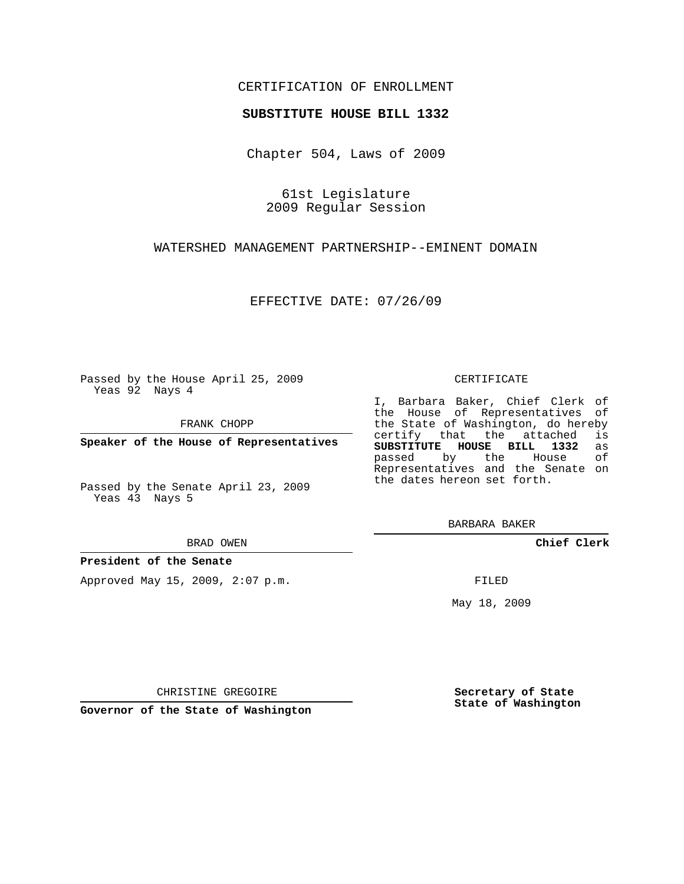CERTIFICATION OF ENROLLMENT

**SUBSTITUTE HOUSE BILL 1332**

Chapter 504, Laws of 2009

61st Legislature
2009 Regular Session

WATERSHED MANAGEMENT PARTNERSHIP--EMINENT DOMAIN

EFFECTIVE DATE: 07/26/09

Passed by the House April 25, 2009
Yeas 92 Nays 4

FRANK CHOPP

**Speaker of the House of Representatives**

Passed by the Senate April 23, 2009
Yeas 43 Nays 5

BRAD OWEN

**President of the Senate**

Approved May 15, 2009, 2:07 p.m.

CHRISTINE GREGOIRE

**Governor of the State of Washington**

CERTIFICATE

I, Barbara Baker, Chief Clerk of the House of Representatives of the State of Washington, do hereby certify that the attached is **SUBSTITUTE HOUSE BILL 1332** as passed by the House of Representatives and the Senate on the dates hereon set forth.

BARBARA BAKER

**Chief Clerk**

FILED

May 18, 2009

**Secretary of State**
**State of Washington**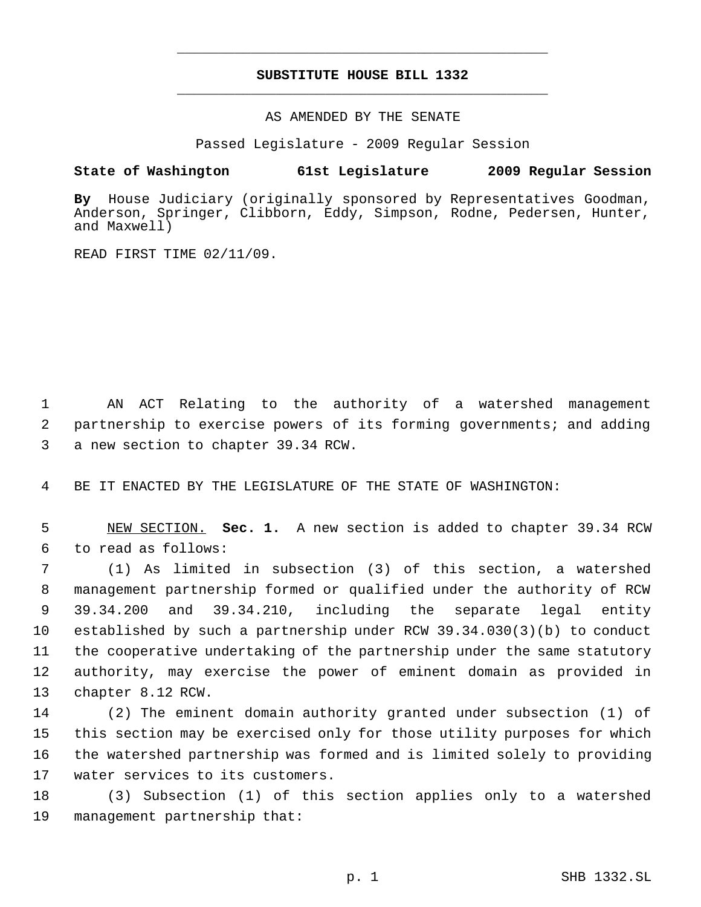# SUBSTITUTE HOUSE BILL 1332

AS AMENDED BY THE SENATE

Passed Legislature - 2009 Regular Session

**State of Washington 61st Legislature 2009 Regular Session**

**By** House Judiciary (originally sponsored by Representatives Goodman, Anderson, Springer, Clibborn, Eddy, Simpson, Rodne, Pedersen, Hunter, and Maxwell)

READ FIRST TIME 02/11/09.

AN ACT Relating to the authority of a watershed management partnership to exercise powers of its forming governments; and adding a new section to chapter 39.34 RCW.

BE IT ENACTED BY THE LEGISLATURE OF THE STATE OF WASHINGTON:

NEW SECTION. **Sec. 1.** A new section is added to chapter 39.34 RCW to read as follows:

(1) As limited in subsection (3) of this section, a watershed management partnership formed or qualified under the authority of RCW 39.34.200 and 39.34.210, including the separate legal entity established by such a partnership under RCW 39.34.030(3)(b) to conduct the cooperative undertaking of the partnership under the same statutory authority, may exercise the power of eminent domain as provided in chapter 8.12 RCW.

(2) The eminent domain authority granted under subsection (1) of this section may be exercised only for those utility purposes for which the watershed partnership was formed and is limited solely to providing water services to its customers.

(3) Subsection (1) of this section applies only to a watershed management partnership that: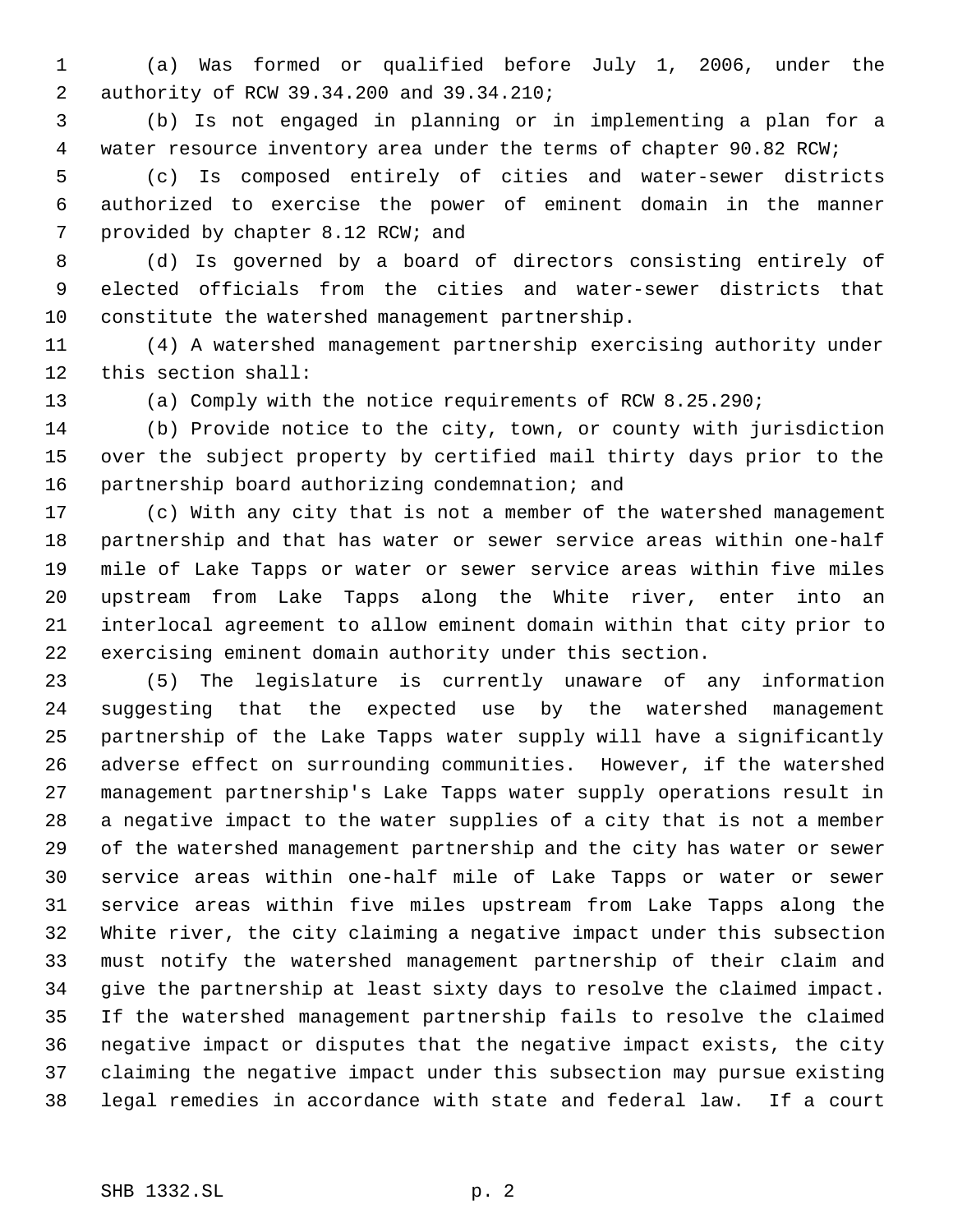(a) Was formed or qualified before July 1, 2006, under the authority of RCW 39.34.200 and 39.34.210;

(b) Is not engaged in planning or in implementing a plan for a water resource inventory area under the terms of chapter 90.82 RCW;

(c) Is composed entirely of cities and water-sewer districts authorized to exercise the power of eminent domain in the manner provided by chapter 8.12 RCW; and

(d) Is governed by a board of directors consisting entirely of elected officials from the cities and water-sewer districts that constitute the watershed management partnership.

(4) A watershed management partnership exercising authority under this section shall:

(a) Comply with the notice requirements of RCW 8.25.290;

(b) Provide notice to the city, town, or county with jurisdiction over the subject property by certified mail thirty days prior to the partnership board authorizing condemnation; and

(c) With any city that is not a member of the watershed management partnership and that has water or sewer service areas within one-half mile of Lake Tapps or water or sewer service areas within five miles upstream from Lake Tapps along the White river, enter into an interlocal agreement to allow eminent domain within that city prior to exercising eminent domain authority under this section.

(5) The legislature is currently unaware of any information suggesting that the expected use by the watershed management partnership of the Lake Tapps water supply will have a significantly adverse effect on surrounding communities. However, if the watershed management partnership's Lake Tapps water supply operations result in a negative impact to the water supplies of a city that is not a member of the watershed management partnership and the city has water or sewer service areas within one-half mile of Lake Tapps or water or sewer service areas within five miles upstream from Lake Tapps along the White river, the city claiming a negative impact under this subsection must notify the watershed management partnership of their claim and give the partnership at least sixty days to resolve the claimed impact. If the watershed management partnership fails to resolve the claimed negative impact or disputes that the negative impact exists, the city claiming the negative impact under this subsection may pursue existing legal remedies in accordance with state and federal law. If a court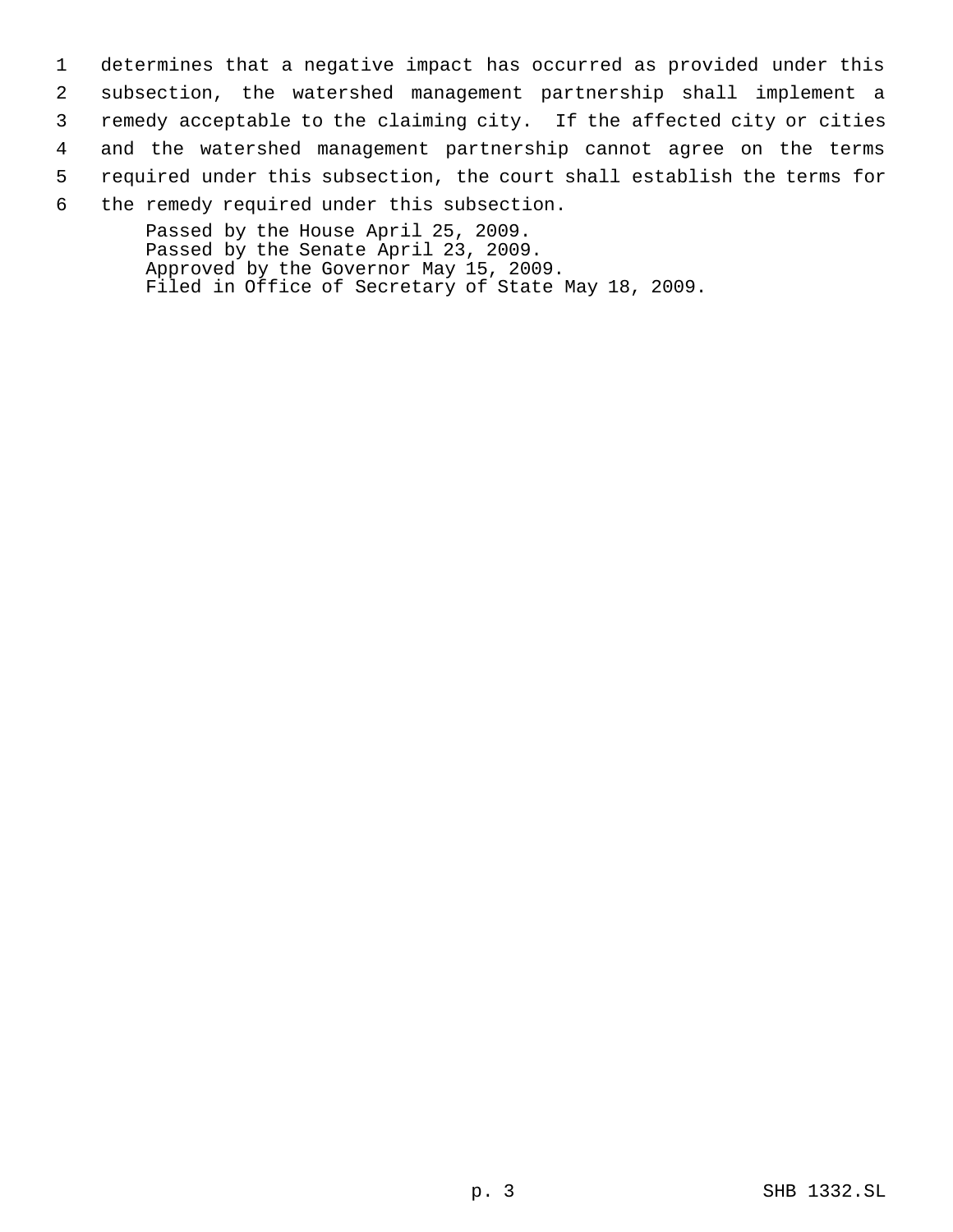determines that a negative impact has occurred as provided under this subsection, the watershed management partnership shall implement a remedy acceptable to the claiming city. If the affected city or cities and the watershed management partnership cannot agree on the terms required under this subsection, the court shall establish the terms for the remedy required under this subsection.

Passed by the House April 25, 2009.
Passed by the Senate April 23, 2009.
Approved by the Governor May 15, 2009.
Filed in Office of Secretary of State May 18, 2009.